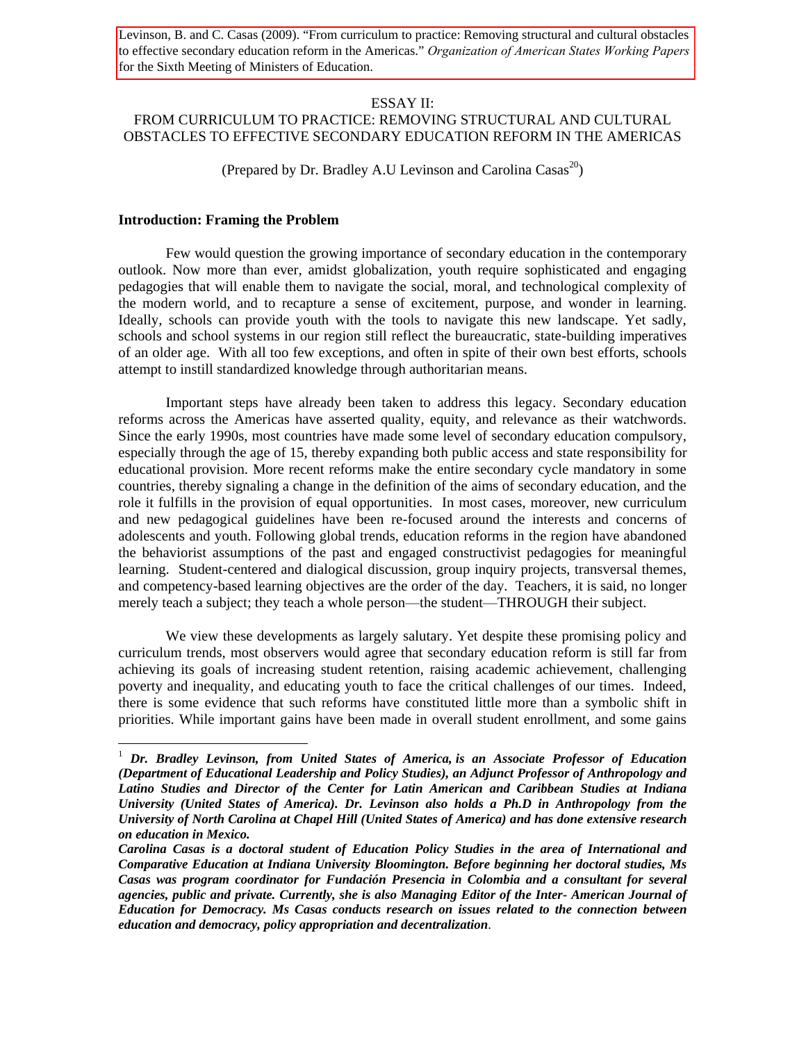Levinson, B. and C. Casas (2009). "From curriculum to practice: Removing structural and cultural obstacles to effective secondary education reform in the Americas." *Organization of American States Working Papers* for the Sixth Meeting of Ministers of Education.

ESSAY II:
FROM CURRICULUM TO PRACTICE: REMOVING STRUCTURAL AND CULTURAL OBSTACLES TO EFFECTIVE SECONDARY EDUCATION REFORM IN THE AMERICAS

(Prepared by Dr. Bradley A.U Levinson and Carolina Casas[20])

## Introduction: Framing the Problem

Few would question the growing importance of secondary education in the contemporary outlook. Now more than ever, amidst globalization, youth require sophisticated and engaging pedagogies that will enable them to navigate the social, moral, and technological complexity of the modern world, and to recapture a sense of excitement, purpose, and wonder in learning. Ideally, schools can provide youth with the tools to navigate this new landscape. Yet sadly, schools and school systems in our region still reflect the bureaucratic, state-building imperatives of an older age. With all too few exceptions, and often in spite of their own best efforts, schools attempt to instill standardized knowledge through authoritarian means.

Important steps have already been taken to address this legacy. Secondary education reforms across the Americas have asserted quality, equity, and relevance as their watchwords. Since the early 1990s, most countries have made some level of secondary education compulsory, especially through the age of 15, thereby expanding both public access and state responsibility for educational provision. More recent reforms make the entire secondary cycle mandatory in some countries, thereby signaling a change in the definition of the aims of secondary education, and the role it fulfills in the provision of equal opportunities. In most cases, moreover, new curriculum and new pedagogical guidelines have been re-focused around the interests and concerns of adolescents and youth. Following global trends, education reforms in the region have abandoned the behaviorist assumptions of the past and engaged constructivist pedagogies for meaningful learning. Student-centered and dialogical discussion, group inquiry projects, transversal themes, and competency-based learning objectives are the order of the day. Teachers, it is said, no longer merely teach a subject; they teach a whole person—the student—THROUGH their subject.

We view these developments as largely salutary. Yet despite these promising policy and curriculum trends, most observers would agree that secondary education reform is still far from achieving its goals of increasing student retention, raising academic achievement, challenging poverty and inequality, and educating youth to face the critical challenges of our times. Indeed, there is some evidence that such reforms have constituted little more than a symbolic shift in priorities. While important gains have been made in overall student enrollment, and some gains

---

[1] ***Dr. Bradley Levinson, from United States of America, is an Associate Professor of Education (Department of Educational Leadership and Policy Studies), an Adjunct Professor of Anthropology and Latino Studies and Director of the Center for Latin American and Caribbean Studies at Indiana University (United States of America). Dr. Levinson also holds a Ph.D in Anthropology from the University of North Carolina at Chapel Hill (United States of America) and has done extensive research on education in Mexico.***

***Carolina Casas is a doctoral student of Education Policy Studies in the area of International and Comparative Education at Indiana University Bloomington. Before beginning her doctoral studies, Ms Casas was program coordinator for Fundación Presencia in Colombia and a consultant for several agencies, public and private. Currently, she is also Managing Editor of the Inter- American Journal of Education for Democracy. Ms Casas conducts research on issues related to the connection between education and democracy, policy appropriation and decentralization.***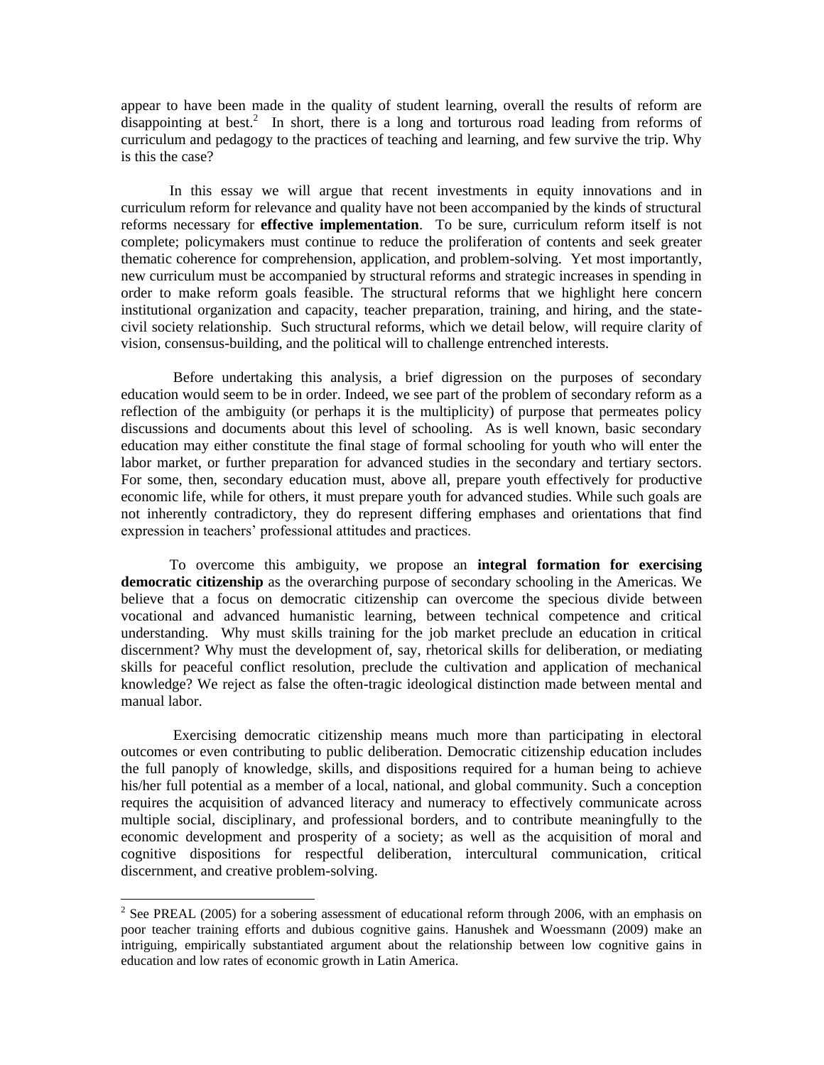appear to have been made in the quality of student learning, overall the results of reform are disappointing at best.[2] In short, there is a long and torturous road leading from reforms of curriculum and pedagogy to the practices of teaching and learning, and few survive the trip. Why is this the case?

In this essay we will argue that recent investments in equity innovations and in curriculum reform for relevance and quality have not been accompanied by the kinds of structural reforms necessary for **effective implementation**. To be sure, curriculum reform itself is not complete; policymakers must continue to reduce the proliferation of contents and seek greater thematic coherence for comprehension, application, and problem-solving. Yet most importantly, new curriculum must be accompanied by structural reforms and strategic increases in spending in order to make reform goals feasible. The structural reforms that we highlight here concern institutional organization and capacity, teacher preparation, training, and hiring, and the state-civil society relationship. Such structural reforms, which we detail below, will require clarity of vision, consensus-building, and the political will to challenge entrenched interests.

Before undertaking this analysis, a brief digression on the purposes of secondary education would seem to be in order. Indeed, we see part of the problem of secondary reform as a reflection of the ambiguity (or perhaps it is the multiplicity) of purpose that permeates policy discussions and documents about this level of schooling. As is well known, basic secondary education may either constitute the final stage of formal schooling for youth who will enter the labor market, or further preparation for advanced studies in the secondary and tertiary sectors. For some, then, secondary education must, above all, prepare youth effectively for productive economic life, while for others, it must prepare youth for advanced studies. While such goals are not inherently contradictory, they do represent differing emphases and orientations that find expression in teachers' professional attitudes and practices.

To overcome this ambiguity, we propose an **integral formation for exercising democratic citizenship** as the overarching purpose of secondary schooling in the Americas. We believe that a focus on democratic citizenship can overcome the specious divide between vocational and advanced humanistic learning, between technical competence and critical understanding. Why must skills training for the job market preclude an education in critical discernment? Why must the development of, say, rhetorical skills for deliberation, or mediating skills for peaceful conflict resolution, preclude the cultivation and application of mechanical knowledge? We reject as false the often-tragic ideological distinction made between mental and manual labor.

Exercising democratic citizenship means much more than participating in electoral outcomes or even contributing to public deliberation. Democratic citizenship education includes the full panoply of knowledge, skills, and dispositions required for a human being to achieve his/her full potential as a member of a local, national, and global community. Such a conception requires the acquisition of advanced literacy and numeracy to effectively communicate across multiple social, disciplinary, and professional borders, and to contribute meaningfully to the economic development and prosperity of a society; as well as the acquisition of moral and cognitive dispositions for respectful deliberation, intercultural communication, critical discernment, and creative problem-solving.

---

[2] See PREAL (2005) for a sobering assessment of educational reform through 2006, with an emphasis on poor teacher training efforts and dubious cognitive gains. Hanushek and Woessmann (2009) make an intriguing, empirically substantiated argument about the relationship between low cognitive gains in education and low rates of economic growth in Latin America.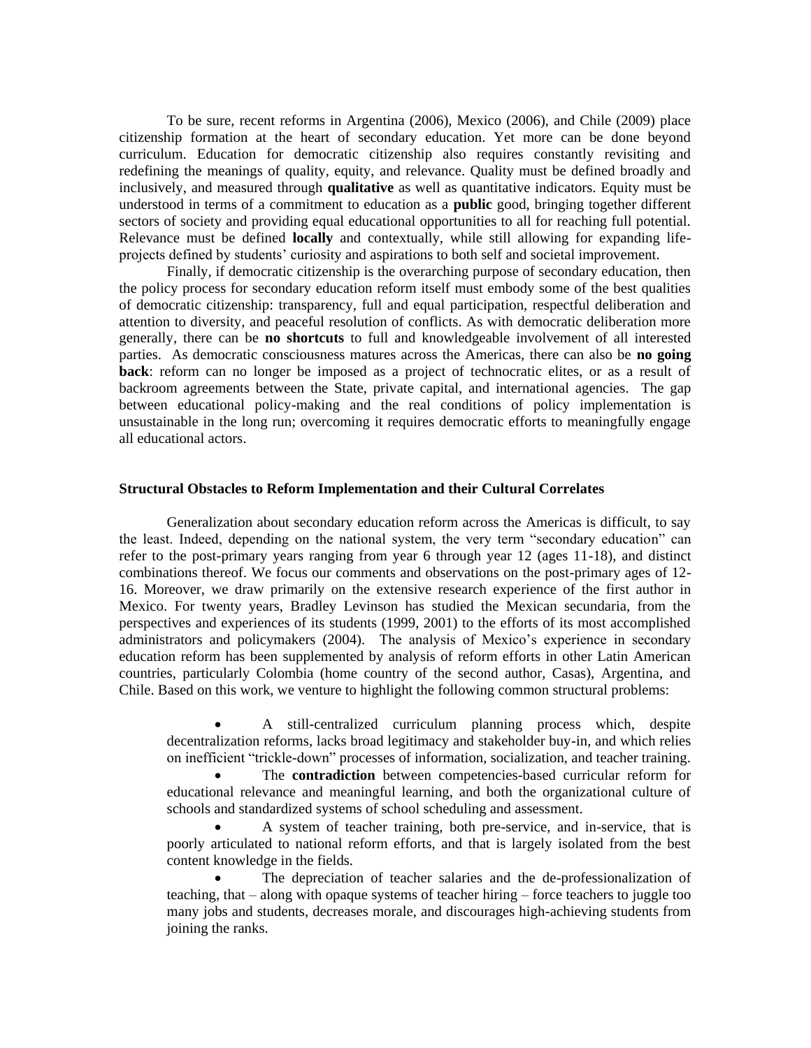To be sure, recent reforms in Argentina (2006), Mexico (2006), and Chile (2009) place citizenship formation at the heart of secondary education. Yet more can be done beyond curriculum. Education for democratic citizenship also requires constantly revisiting and redefining the meanings of quality, equity, and relevance. Quality must be defined broadly and inclusively, and measured through **qualitative** as well as quantitative indicators. Equity must be understood in terms of a commitment to education as a **public** good, bringing together different sectors of society and providing equal educational opportunities to all for reaching full potential. Relevance must be defined **locally** and contextually, while still allowing for expanding life-projects defined by students' curiosity and aspirations to both self and societal improvement.

Finally, if democratic citizenship is the overarching purpose of secondary education, then the policy process for secondary education reform itself must embody some of the best qualities of democratic citizenship: transparency, full and equal participation, respectful deliberation and attention to diversity, and peaceful resolution of conflicts. As with democratic deliberation more generally, there can be **no shortcuts** to full and knowledgeable involvement of all interested parties. As democratic consciousness matures across the Americas, there can also be **no going back**: reform can no longer be imposed as a project of technocratic elites, or as a result of backroom agreements between the State, private capital, and international agencies. The gap between educational policy-making and the real conditions of policy implementation is unsustainable in the long run; overcoming it requires democratic efforts to meaningfully engage all educational actors.

### Structural Obstacles to Reform Implementation and their Cultural Correlates

Generalization about secondary education reform across the Americas is difficult, to say the least. Indeed, depending on the national system, the very term "secondary education" can refer to the post-primary years ranging from year 6 through year 12 (ages 11-18), and distinct combinations thereof. We focus our comments and observations on the post-primary ages of 12-16. Moreover, we draw primarily on the extensive research experience of the first author in Mexico. For twenty years, Bradley Levinson has studied the Mexican secundaria, from the perspectives and experiences of its students (1999, 2001) to the efforts of its most accomplished administrators and policymakers (2004). The analysis of Mexico's experience in secondary education reform has been supplemented by analysis of reform efforts in other Latin American countries, particularly Colombia (home country of the second author, Casas), Argentina, and Chile. Based on this work, we venture to highlight the following common structural problems:

- A still-centralized curriculum planning process which, despite decentralization reforms, lacks broad legitimacy and stakeholder buy-in, and which relies on inefficient "trickle-down" processes of information, socialization, and teacher training.
- The **contradiction** between competencies-based curricular reform for educational relevance and meaningful learning, and both the organizational culture of schools and standardized systems of school scheduling and assessment.
- A system of teacher training, both pre-service, and in-service, that is poorly articulated to national reform efforts, and that is largely isolated from the best content knowledge in the fields.
- The depreciation of teacher salaries and the de-professionalization of teaching, that – along with opaque systems of teacher hiring – force teachers to juggle too many jobs and students, decreases morale, and discourages high-achieving students from joining the ranks.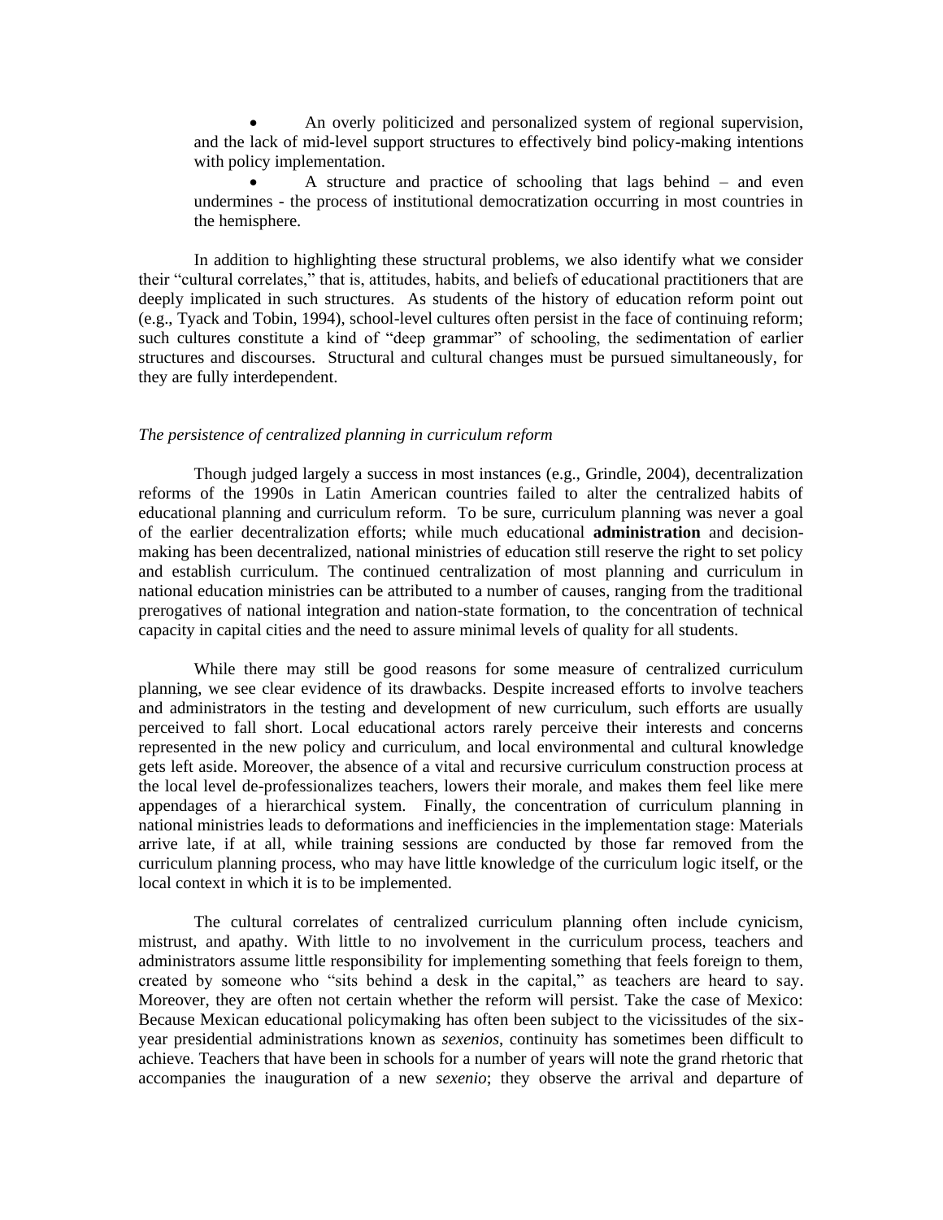- An overly politicized and personalized system of regional supervision, and the lack of mid-level support structures to effectively bind policy-making intentions with policy implementation.
- A structure and practice of schooling that lags behind – and even undermines - the process of institutional democratization occurring in most countries in the hemisphere.

In addition to highlighting these structural problems, we also identify what we consider their "cultural correlates," that is, attitudes, habits, and beliefs of educational practitioners that are deeply implicated in such structures. As students of the history of education reform point out (e.g., Tyack and Tobin, 1994), school-level cultures often persist in the face of continuing reform; such cultures constitute a kind of "deep grammar" of schooling, the sedimentation of earlier structures and discourses. Structural and cultural changes must be pursued simultaneously, for they are fully interdependent.

*The persistence of centralized planning in curriculum reform*

Though judged largely a success in most instances (e.g., Grindle, 2004), decentralization reforms of the 1990s in Latin American countries failed to alter the centralized habits of educational planning and curriculum reform. To be sure, curriculum planning was never a goal of the earlier decentralization efforts; while much educational **administration** and decision-making has been decentralized, national ministries of education still reserve the right to set policy and establish curriculum. The continued centralization of most planning and curriculum in national education ministries can be attributed to a number of causes, ranging from the traditional prerogatives of national integration and nation-state formation, to the concentration of technical capacity in capital cities and the need to assure minimal levels of quality for all students.

While there may still be good reasons for some measure of centralized curriculum planning, we see clear evidence of its drawbacks. Despite increased efforts to involve teachers and administrators in the testing and development of new curriculum, such efforts are usually perceived to fall short. Local educational actors rarely perceive their interests and concerns represented in the new policy and curriculum, and local environmental and cultural knowledge gets left aside. Moreover, the absence of a vital and recursive curriculum construction process at the local level de-professionalizes teachers, lowers their morale, and makes them feel like mere appendages of a hierarchical system. Finally, the concentration of curriculum planning in national ministries leads to deformations and inefficiencies in the implementation stage: Materials arrive late, if at all, while training sessions are conducted by those far removed from the curriculum planning process, who may have little knowledge of the curriculum logic itself, or the local context in which it is to be implemented.

The cultural correlates of centralized curriculum planning often include cynicism, mistrust, and apathy. With little to no involvement in the curriculum process, teachers and administrators assume little responsibility for implementing something that feels foreign to them, created by someone who "sits behind a desk in the capital," as teachers are heard to say. Moreover, they are often not certain whether the reform will persist. Take the case of Mexico: Because Mexican educational policymaking has often been subject to the vicissitudes of the six-year presidential administrations known as *sexenios*, continuity has sometimes been difficult to achieve. Teachers that have been in schools for a number of years will note the grand rhetoric that accompanies the inauguration of a new *sexenio*; they observe the arrival and departure of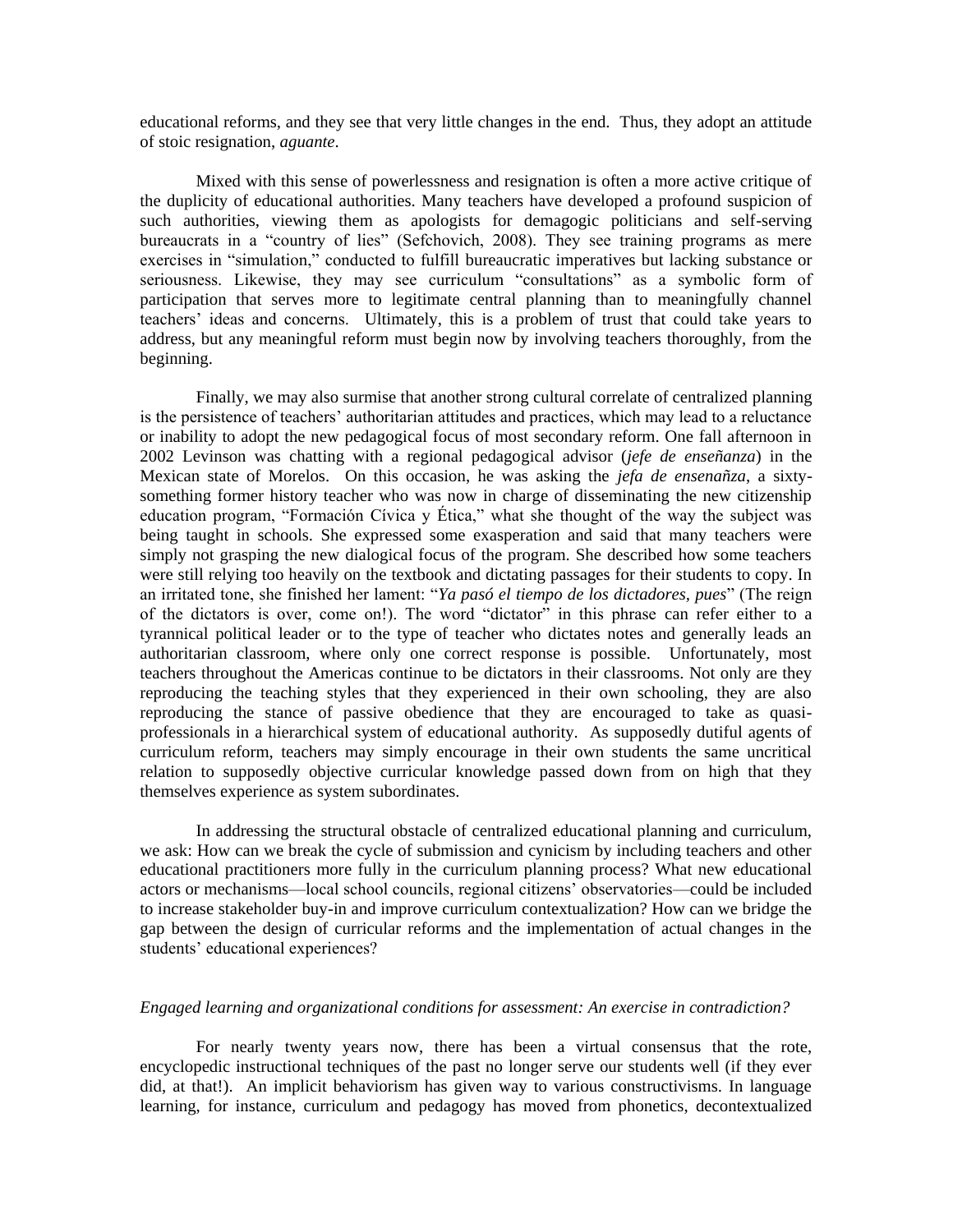educational reforms, and they see that very little changes in the end. Thus, they adopt an attitude of stoic resignation, *aguante*.

Mixed with this sense of powerlessness and resignation is often a more active critique of the duplicity of educational authorities. Many teachers have developed a profound suspicion of such authorities, viewing them as apologists for demagogic politicians and self-serving bureaucrats in a "country of lies" (Sefchovich, 2008). They see training programs as mere exercises in "simulation," conducted to fulfill bureaucratic imperatives but lacking substance or seriousness. Likewise, they may see curriculum "consultations" as a symbolic form of participation that serves more to legitimate central planning than to meaningfully channel teachers' ideas and concerns. Ultimately, this is a problem of trust that could take years to address, but any meaningful reform must begin now by involving teachers thoroughly, from the beginning.

Finally, we may also surmise that another strong cultural correlate of centralized planning is the persistence of teachers' authoritarian attitudes and practices, which may lead to a reluctance or inability to adopt the new pedagogical focus of most secondary reform. One fall afternoon in 2002 Levinson was chatting with a regional pedagogical advisor (*jefe de enseñanza*) in the Mexican state of Morelos. On this occasion, he was asking the *jefa de ensenañza*, a sixty-something former history teacher who was now in charge of disseminating the new citizenship education program, "Formación Cívica y Ética," what she thought of the way the subject was being taught in schools. She expressed some exasperation and said that many teachers were simply not grasping the new dialogical focus of the program. She described how some teachers were still relying too heavily on the textbook and dictating passages for their students to copy. In an irritated tone, she finished her lament: "*Ya pasó el tiempo de los dictadores, pues*" (The reign of the dictators is over, come on!). The word "dictator" in this phrase can refer either to a tyrannical political leader or to the type of teacher who dictates notes and generally leads an authoritarian classroom, where only one correct response is possible. Unfortunately, most teachers throughout the Americas continue to be dictators in their classrooms. Not only are they reproducing the teaching styles that they experienced in their own schooling, they are also reproducing the stance of passive obedience that they are encouraged to take as quasi-professionals in a hierarchical system of educational authority. As supposedly dutiful agents of curriculum reform, teachers may simply encourage in their own students the same uncritical relation to supposedly objective curricular knowledge passed down from on high that they themselves experience as system subordinates.

In addressing the structural obstacle of centralized educational planning and curriculum, we ask: How can we break the cycle of submission and cynicism by including teachers and other educational practitioners more fully in the curriculum planning process? What new educational actors or mechanisms—local school councils, regional citizens' observatories—could be included to increase stakeholder buy-in and improve curriculum contextualization? How can we bridge the gap between the design of curricular reforms and the implementation of actual changes in the students' educational experiences?

### *Engaged learning and organizational conditions for assessment: An exercise in contradiction?*

For nearly twenty years now, there has been a virtual consensus that the rote, encyclopedic instructional techniques of the past no longer serve our students well (if they ever did, at that!). An implicit behaviorism has given way to various constructivisms. In language learning, for instance, curriculum and pedagogy has moved from phonetics, decontextualized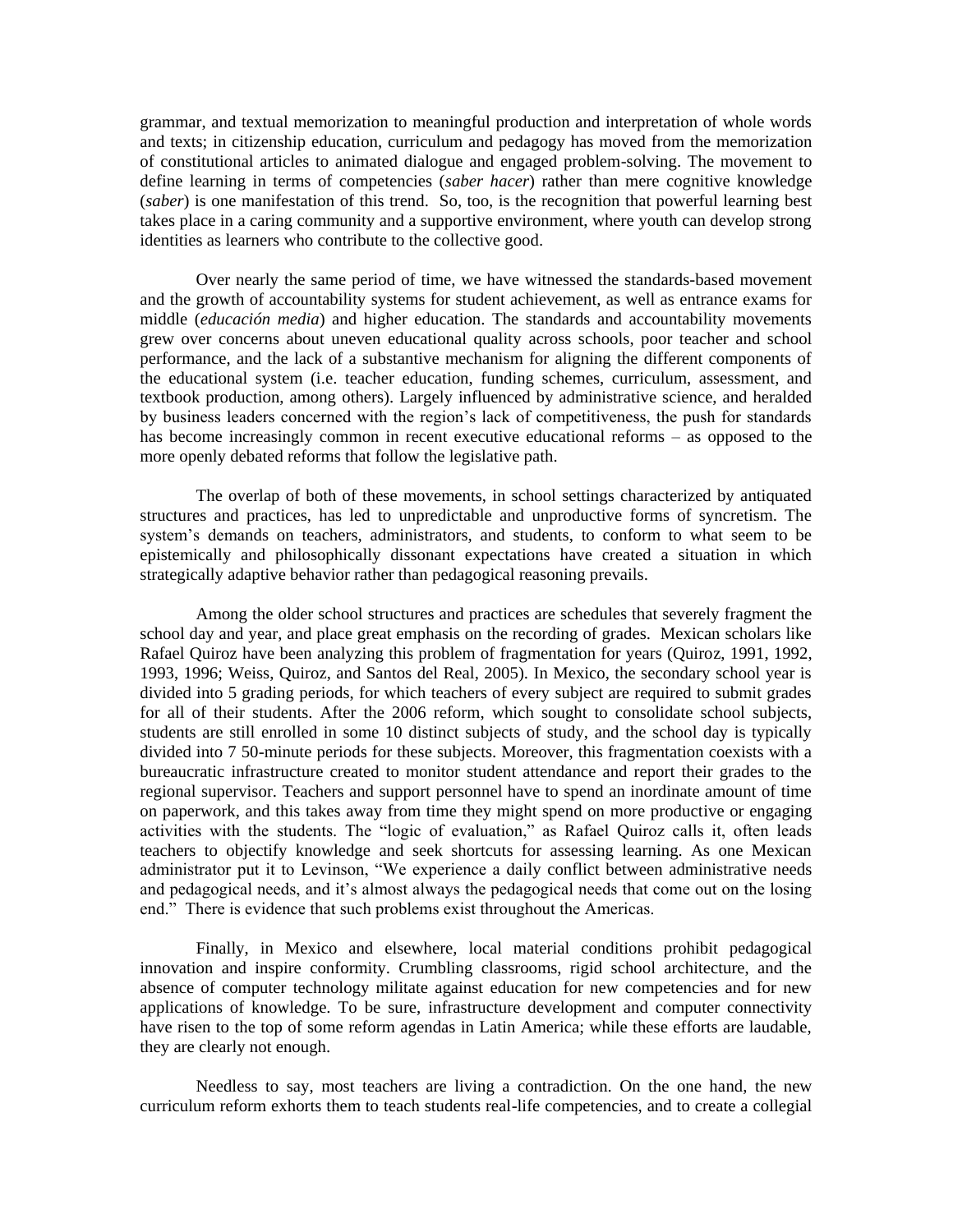grammar, and textual memorization to meaningful production and interpretation of whole words and texts; in citizenship education, curriculum and pedagogy has moved from the memorization of constitutional articles to animated dialogue and engaged problem-solving. The movement to define learning in terms of competencies (*saber hacer*) rather than mere cognitive knowledge (*saber*) is one manifestation of this trend. So, too, is the recognition that powerful learning best takes place in a caring community and a supportive environment, where youth can develop strong identities as learners who contribute to the collective good.

Over nearly the same period of time, we have witnessed the standards-based movement and the growth of accountability systems for student achievement, as well as entrance exams for middle (*educación media*) and higher education. The standards and accountability movements grew over concerns about uneven educational quality across schools, poor teacher and school performance, and the lack of a substantive mechanism for aligning the different components of the educational system (i.e. teacher education, funding schemes, curriculum, assessment, and textbook production, among others). Largely influenced by administrative science, and heralded by business leaders concerned with the region's lack of competitiveness, the push for standards has become increasingly common in recent executive educational reforms – as opposed to the more openly debated reforms that follow the legislative path.

The overlap of both of these movements, in school settings characterized by antiquated structures and practices, has led to unpredictable and unproductive forms of syncretism. The system's demands on teachers, administrators, and students, to conform to what seem to be epistemically and philosophically dissonant expectations have created a situation in which strategically adaptive behavior rather than pedagogical reasoning prevails.

Among the older school structures and practices are schedules that severely fragment the school day and year, and place great emphasis on the recording of grades. Mexican scholars like Rafael Quiroz have been analyzing this problem of fragmentation for years (Quiroz, 1991, 1992, 1993, 1996; Weiss, Quiroz, and Santos del Real, 2005). In Mexico, the secondary school year is divided into 5 grading periods, for which teachers of every subject are required to submit grades for all of their students. After the 2006 reform, which sought to consolidate school subjects, students are still enrolled in some 10 distinct subjects of study, and the school day is typically divided into 7 50-minute periods for these subjects. Moreover, this fragmentation coexists with a bureaucratic infrastructure created to monitor student attendance and report their grades to the regional supervisor. Teachers and support personnel have to spend an inordinate amount of time on paperwork, and this takes away from time they might spend on more productive or engaging activities with the students. The "logic of evaluation," as Rafael Quiroz calls it, often leads teachers to objectify knowledge and seek shortcuts for assessing learning. As one Mexican administrator put it to Levinson, "We experience a daily conflict between administrative needs and pedagogical needs, and it's almost always the pedagogical needs that come out on the losing end." There is evidence that such problems exist throughout the Americas.

Finally, in Mexico and elsewhere, local material conditions prohibit pedagogical innovation and inspire conformity. Crumbling classrooms, rigid school architecture, and the absence of computer technology militate against education for new competencies and for new applications of knowledge. To be sure, infrastructure development and computer connectivity have risen to the top of some reform agendas in Latin America; while these efforts are laudable, they are clearly not enough.

Needless to say, most teachers are living a contradiction. On the one hand, the new curriculum reform exhorts them to teach students real-life competencies, and to create a collegial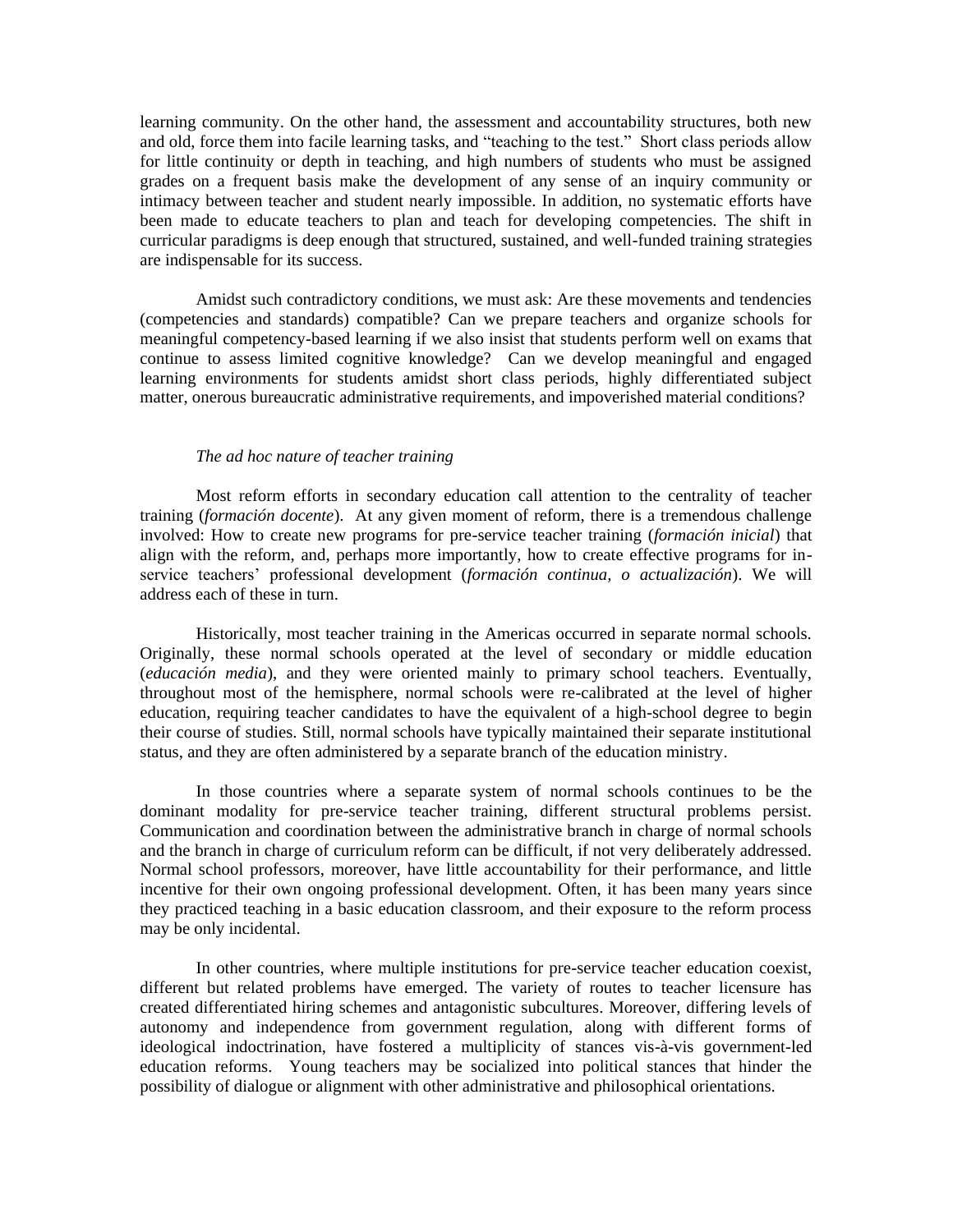learning community. On the other hand, the assessment and accountability structures, both new and old, force them into facile learning tasks, and "teaching to the test." Short class periods allow for little continuity or depth in teaching, and high numbers of students who must be assigned grades on a frequent basis make the development of any sense of an inquiry community or intimacy between teacher and student nearly impossible. In addition, no systematic efforts have been made to educate teachers to plan and teach for developing competencies. The shift in curricular paradigms is deep enough that structured, sustained, and well-funded training strategies are indispensable for its success.

Amidst such contradictory conditions, we must ask: Are these movements and tendencies (competencies and standards) compatible? Can we prepare teachers and organize schools for meaningful competency-based learning if we also insist that students perform well on exams that continue to assess limited cognitive knowledge? Can we develop meaningful and engaged learning environments for students amidst short class periods, highly differentiated subject matter, onerous bureaucratic administrative requirements, and impoverished material conditions?

*The ad hoc nature of teacher training*

Most reform efforts in secondary education call attention to the centrality of teacher training (*formación docente*). At any given moment of reform, there is a tremendous challenge involved: How to create new programs for pre-service teacher training (*formación inicial*) that align with the reform, and, perhaps more importantly, how to create effective programs for in-service teachers' professional development (*formación continua, o actualización*). We will address each of these in turn.

Historically, most teacher training in the Americas occurred in separate normal schools. Originally, these normal schools operated at the level of secondary or middle education (*educación media*), and they were oriented mainly to primary school teachers. Eventually, throughout most of the hemisphere, normal schools were re-calibrated at the level of higher education, requiring teacher candidates to have the equivalent of a high-school degree to begin their course of studies. Still, normal schools have typically maintained their separate institutional status, and they are often administered by a separate branch of the education ministry.

In those countries where a separate system of normal schools continues to be the dominant modality for pre-service teacher training, different structural problems persist. Communication and coordination between the administrative branch in charge of normal schools and the branch in charge of curriculum reform can be difficult, if not very deliberately addressed. Normal school professors, moreover, have little accountability for their performance, and little incentive for their own ongoing professional development. Often, it has been many years since they practiced teaching in a basic education classroom, and their exposure to the reform process may be only incidental.

In other countries, where multiple institutions for pre-service teacher education coexist, different but related problems have emerged. The variety of routes to teacher licensure has created differentiated hiring schemes and antagonistic subcultures. Moreover, differing levels of autonomy and independence from government regulation, along with different forms of ideological indoctrination, have fostered a multiplicity of stances vis-à-vis government-led education reforms. Young teachers may be socialized into political stances that hinder the possibility of dialogue or alignment with other administrative and philosophical orientations.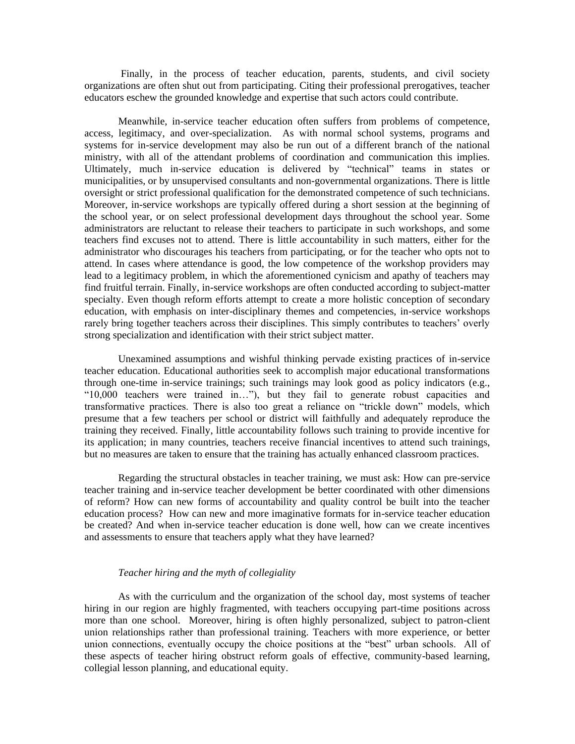Finally, in the process of teacher education, parents, students, and civil society organizations are often shut out from participating. Citing their professional prerogatives, teacher educators eschew the grounded knowledge and expertise that such actors could contribute.

Meanwhile, in-service teacher education often suffers from problems of competence, access, legitimacy, and over-specialization. As with normal school systems, programs and systems for in-service development may also be run out of a different branch of the national ministry, with all of the attendant problems of coordination and communication this implies. Ultimately, much in-service education is delivered by "technical" teams in states or municipalities, or by unsupervised consultants and non-governmental organizations. There is little oversight or strict professional qualification for the demonstrated competence of such technicians. Moreover, in-service workshops are typically offered during a short session at the beginning of the school year, or on select professional development days throughout the school year. Some administrators are reluctant to release their teachers to participate in such workshops, and some teachers find excuses not to attend. There is little accountability in such matters, either for the administrator who discourages his teachers from participating, or for the teacher who opts not to attend. In cases where attendance is good, the low competence of the workshop providers may lead to a legitimacy problem, in which the aforementioned cynicism and apathy of teachers may find fruitful terrain. Finally, in-service workshops are often conducted according to subject-matter specialty. Even though reform efforts attempt to create a more holistic conception of secondary education, with emphasis on inter-disciplinary themes and competencies, in-service workshops rarely bring together teachers across their disciplines. This simply contributes to teachers' overly strong specialization and identification with their strict subject matter.

Unexamined assumptions and wishful thinking pervade existing practices of in-service teacher education. Educational authorities seek to accomplish major educational transformations through one-time in-service trainings; such trainings may look good as policy indicators (e.g., "10,000 teachers were trained in…"), but they fail to generate robust capacities and transformative practices. There is also too great a reliance on "trickle down" models, which presume that a few teachers per school or district will faithfully and adequately reproduce the training they received. Finally, little accountability follows such training to provide incentive for its application; in many countries, teachers receive financial incentives to attend such trainings, but no measures are taken to ensure that the training has actually enhanced classroom practices.

Regarding the structural obstacles in teacher training, we must ask: How can pre-service teacher training and in-service teacher development be better coordinated with other dimensions of reform? How can new forms of accountability and quality control be built into the teacher education process? How can new and more imaginative formats for in-service teacher education be created? And when in-service teacher education is done well, how can we create incentives and assessments to ensure that teachers apply what they have learned?

*Teacher hiring and the myth of collegiality*

As with the curriculum and the organization of the school day, most systems of teacher hiring in our region are highly fragmented, with teachers occupying part-time positions across more than one school. Moreover, hiring is often highly personalized, subject to patron-client union relationships rather than professional training. Teachers with more experience, or better union connections, eventually occupy the choice positions at the "best" urban schools. All of these aspects of teacher hiring obstruct reform goals of effective, community-based learning, collegial lesson planning, and educational equity.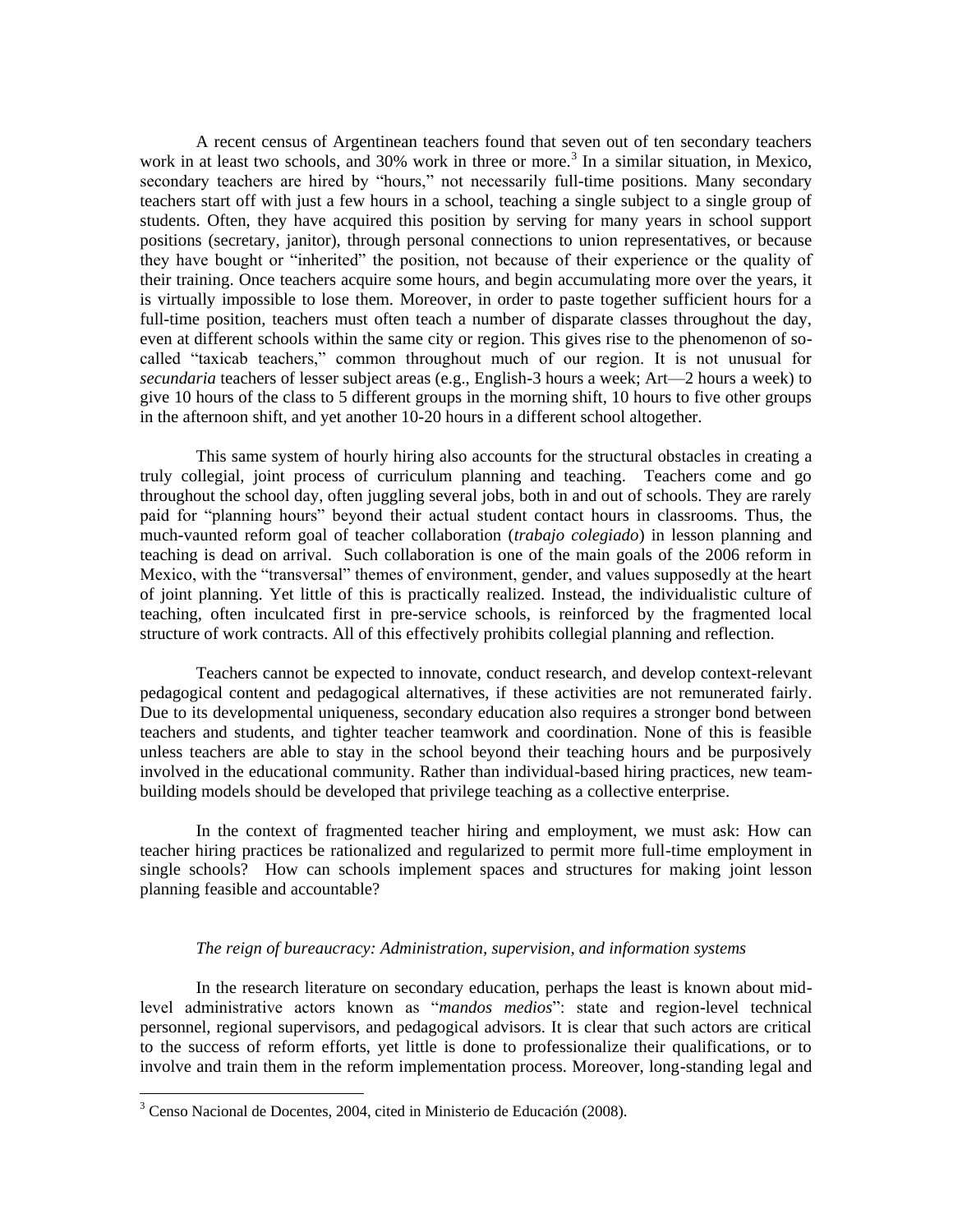A recent census of Argentinean teachers found that seven out of ten secondary teachers work in at least two schools, and 30% work in three or more.[3] In a similar situation, in Mexico, secondary teachers are hired by "hours," not necessarily full-time positions. Many secondary teachers start off with just a few hours in a school, teaching a single subject to a single group of students. Often, they have acquired this position by serving for many years in school support positions (secretary, janitor), through personal connections to union representatives, or because they have bought or "inherited" the position, not because of their experience or the quality of their training. Once teachers acquire some hours, and begin accumulating more over the years, it is virtually impossible to lose them. Moreover, in order to paste together sufficient hours for a full-time position, teachers must often teach a number of disparate classes throughout the day, even at different schools within the same city or region. This gives rise to the phenomenon of so-called "taxicab teachers," common throughout much of our region. It is not unusual for *secundaria* teachers of lesser subject areas (e.g., English-3 hours a week; Art—2 hours a week) to give 10 hours of the class to 5 different groups in the morning shift, 10 hours to five other groups in the afternoon shift, and yet another 10-20 hours in a different school altogether.

This same system of hourly hiring also accounts for the structural obstacles in creating a truly collegial, joint process of curriculum planning and teaching. Teachers come and go throughout the school day, often juggling several jobs, both in and out of schools. They are rarely paid for "planning hours" beyond their actual student contact hours in classrooms. Thus, the much-vaunted reform goal of teacher collaboration (*trabajo colegiado*) in lesson planning and teaching is dead on arrival. Such collaboration is one of the main goals of the 2006 reform in Mexico, with the "transversal" themes of environment, gender, and values supposedly at the heart of joint planning. Yet little of this is practically realized. Instead, the individualistic culture of teaching, often inculcated first in pre-service schools, is reinforced by the fragmented local structure of work contracts. All of this effectively prohibits collegial planning and reflection.

Teachers cannot be expected to innovate, conduct research, and develop context-relevant pedagogical content and pedagogical alternatives, if these activities are not remunerated fairly. Due to its developmental uniqueness, secondary education also requires a stronger bond between teachers and students, and tighter teacher teamwork and coordination. None of this is feasible unless teachers are able to stay in the school beyond their teaching hours and be purposively involved in the educational community. Rather than individual-based hiring practices, new team-building models should be developed that privilege teaching as a collective enterprise.

In the context of fragmented teacher hiring and employment, we must ask: How can teacher hiring practices be rationalized and regularized to permit more full-time employment in single schools? How can schools implement spaces and structures for making joint lesson planning feasible and accountable?

*The reign of bureaucracy: Administration, supervision, and information systems*

In the research literature on secondary education, perhaps the least is known about mid-level administrative actors known as "*mandos medios*": state and region-level technical personnel, regional supervisors, and pedagogical advisors. It is clear that such actors are critical to the success of reform efforts, yet little is done to professionalize their qualifications, or to involve and train them in the reform implementation process. Moreover, long-standing legal and

[3] Censo Nacional de Docentes, 2004, cited in Ministerio de Educación (2008).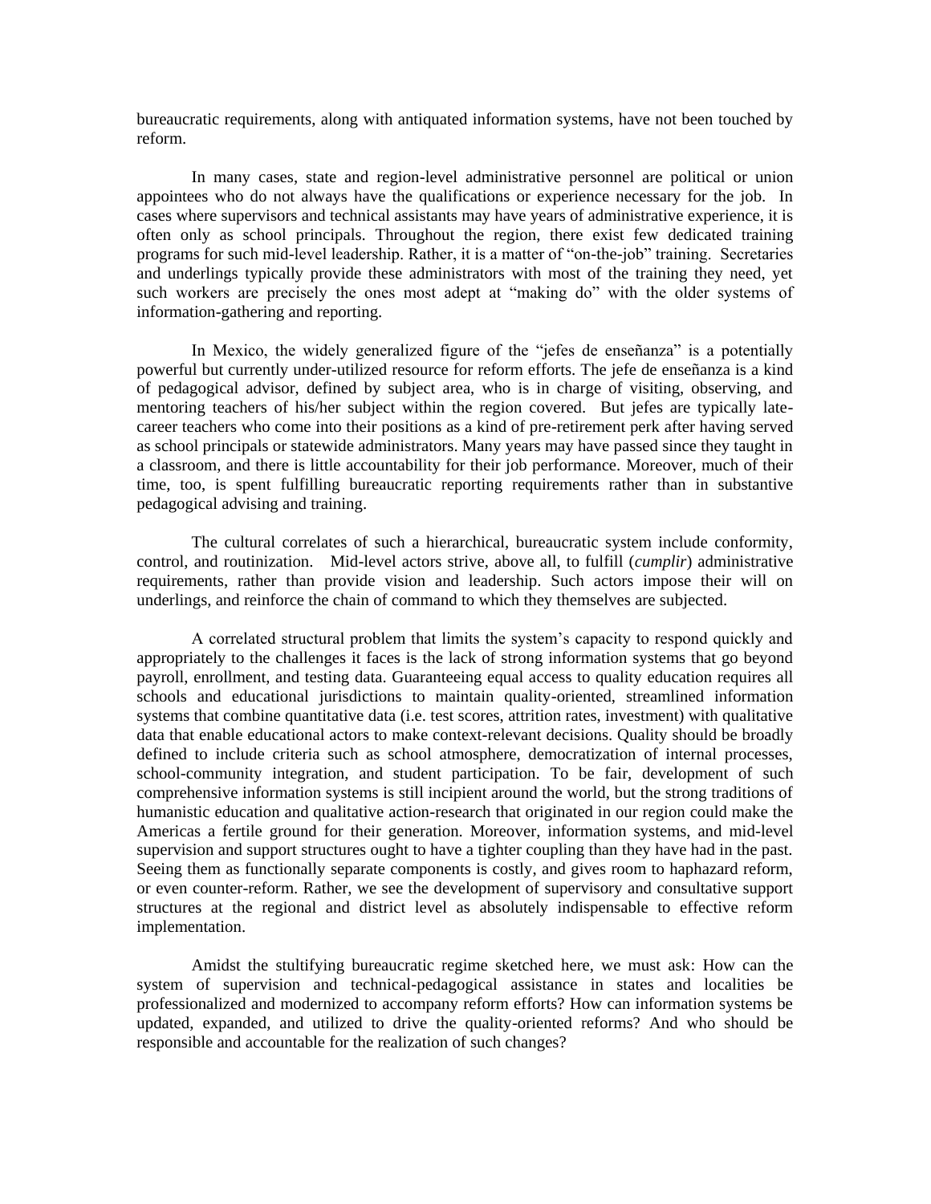bureaucratic requirements, along with antiquated information systems, have not been touched by reform.

In many cases, state and region-level administrative personnel are political or union appointees who do not always have the qualifications or experience necessary for the job. In cases where supervisors and technical assistants may have years of administrative experience, it is often only as school principals. Throughout the region, there exist few dedicated training programs for such mid-level leadership. Rather, it is a matter of "on-the-job" training. Secretaries and underlings typically provide these administrators with most of the training they need, yet such workers are precisely the ones most adept at "making do" with the older systems of information-gathering and reporting.

In Mexico, the widely generalized figure of the "jefes de enseñanza" is a potentially powerful but currently under-utilized resource for reform efforts. The jefe de enseñanza is a kind of pedagogical advisor, defined by subject area, who is in charge of visiting, observing, and mentoring teachers of his/her subject within the region covered. But jefes are typically late-career teachers who come into their positions as a kind of pre-retirement perk after having served as school principals or statewide administrators. Many years may have passed since they taught in a classroom, and there is little accountability for their job performance. Moreover, much of their time, too, is spent fulfilling bureaucratic reporting requirements rather than in substantive pedagogical advising and training.

The cultural correlates of such a hierarchical, bureaucratic system include conformity, control, and routinization. Mid-level actors strive, above all, to fulfill (*cumplir*) administrative requirements, rather than provide vision and leadership. Such actors impose their will on underlings, and reinforce the chain of command to which they themselves are subjected.

A correlated structural problem that limits the system's capacity to respond quickly and appropriately to the challenges it faces is the lack of strong information systems that go beyond payroll, enrollment, and testing data. Guaranteeing equal access to quality education requires all schools and educational jurisdictions to maintain quality-oriented, streamlined information systems that combine quantitative data (i.e. test scores, attrition rates, investment) with qualitative data that enable educational actors to make context-relevant decisions. Quality should be broadly defined to include criteria such as school atmosphere, democratization of internal processes, school-community integration, and student participation. To be fair, development of such comprehensive information systems is still incipient around the world, but the strong traditions of humanistic education and qualitative action-research that originated in our region could make the Americas a fertile ground for their generation. Moreover, information systems, and mid-level supervision and support structures ought to have a tighter coupling than they have had in the past. Seeing them as functionally separate components is costly, and gives room to haphazard reform, or even counter-reform. Rather, we see the development of supervisory and consultative support structures at the regional and district level as absolutely indispensable to effective reform implementation.

Amidst the stultifying bureaucratic regime sketched here, we must ask: How can the system of supervision and technical-pedagogical assistance in states and localities be professionalized and modernized to accompany reform efforts? How can information systems be updated, expanded, and utilized to drive the quality-oriented reforms? And who should be responsible and accountable for the realization of such changes?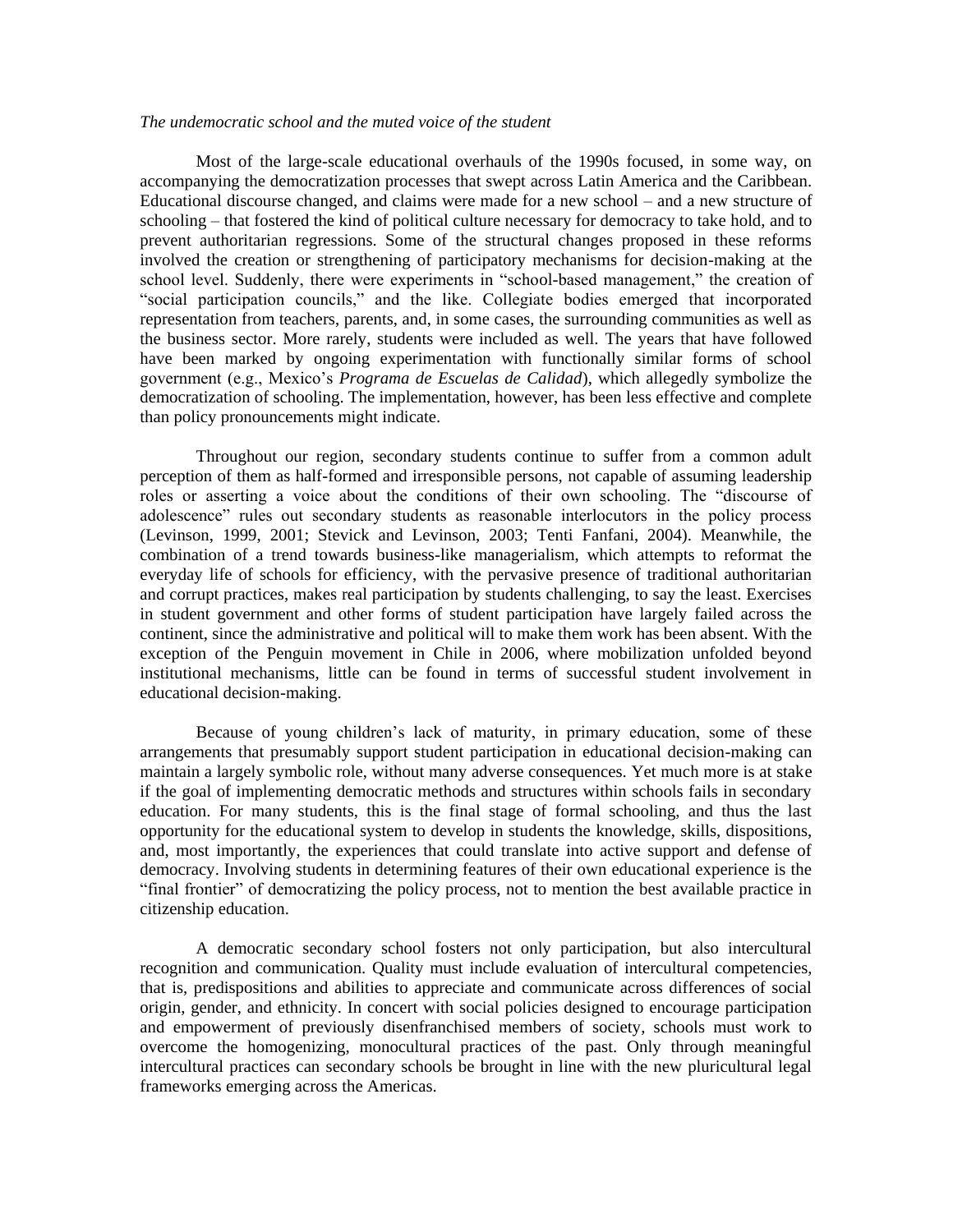*The undemocratic school and the muted voice of the student*

Most of the large-scale educational overhauls of the 1990s focused, in some way, on accompanying the democratization processes that swept across Latin America and the Caribbean. Educational discourse changed, and claims were made for a new school – and a new structure of schooling – that fostered the kind of political culture necessary for democracy to take hold, and to prevent authoritarian regressions. Some of the structural changes proposed in these reforms involved the creation or strengthening of participatory mechanisms for decision-making at the school level. Suddenly, there were experiments in "school-based management," the creation of "social participation councils," and the like. Collegiate bodies emerged that incorporated representation from teachers, parents, and, in some cases, the surrounding communities as well as the business sector. More rarely, students were included as well. The years that have followed have been marked by ongoing experimentation with functionally similar forms of school government (e.g., Mexico's *Programa de Escuelas de Calidad*), which allegedly symbolize the democratization of schooling. The implementation, however, has been less effective and complete than policy pronouncements might indicate.

Throughout our region, secondary students continue to suffer from a common adult perception of them as half-formed and irresponsible persons, not capable of assuming leadership roles or asserting a voice about the conditions of their own schooling. The "discourse of adolescence" rules out secondary students as reasonable interlocutors in the policy process (Levinson, 1999, 2001; Stevick and Levinson, 2003; Tenti Fanfani, 2004). Meanwhile, the combination of a trend towards business-like managerialism, which attempts to reformat the everyday life of schools for efficiency, with the pervasive presence of traditional authoritarian and corrupt practices, makes real participation by students challenging, to say the least. Exercises in student government and other forms of student participation have largely failed across the continent, since the administrative and political will to make them work has been absent. With the exception of the Penguin movement in Chile in 2006, where mobilization unfolded beyond institutional mechanisms, little can be found in terms of successful student involvement in educational decision-making.

Because of young children's lack of maturity, in primary education, some of these arrangements that presumably support student participation in educational decision-making can maintain a largely symbolic role, without many adverse consequences. Yet much more is at stake if the goal of implementing democratic methods and structures within schools fails in secondary education. For many students, this is the final stage of formal schooling, and thus the last opportunity for the educational system to develop in students the knowledge, skills, dispositions, and, most importantly, the experiences that could translate into active support and defense of democracy. Involving students in determining features of their own educational experience is the "final frontier" of democratizing the policy process, not to mention the best available practice in citizenship education.

A democratic secondary school fosters not only participation, but also intercultural recognition and communication. Quality must include evaluation of intercultural competencies, that is, predispositions and abilities to appreciate and communicate across differences of social origin, gender, and ethnicity. In concert with social policies designed to encourage participation and empowerment of previously disenfranchised members of society, schools must work to overcome the homogenizing, monocultural practices of the past. Only through meaningful intercultural practices can secondary schools be brought in line with the new pluricultural legal frameworks emerging across the Americas.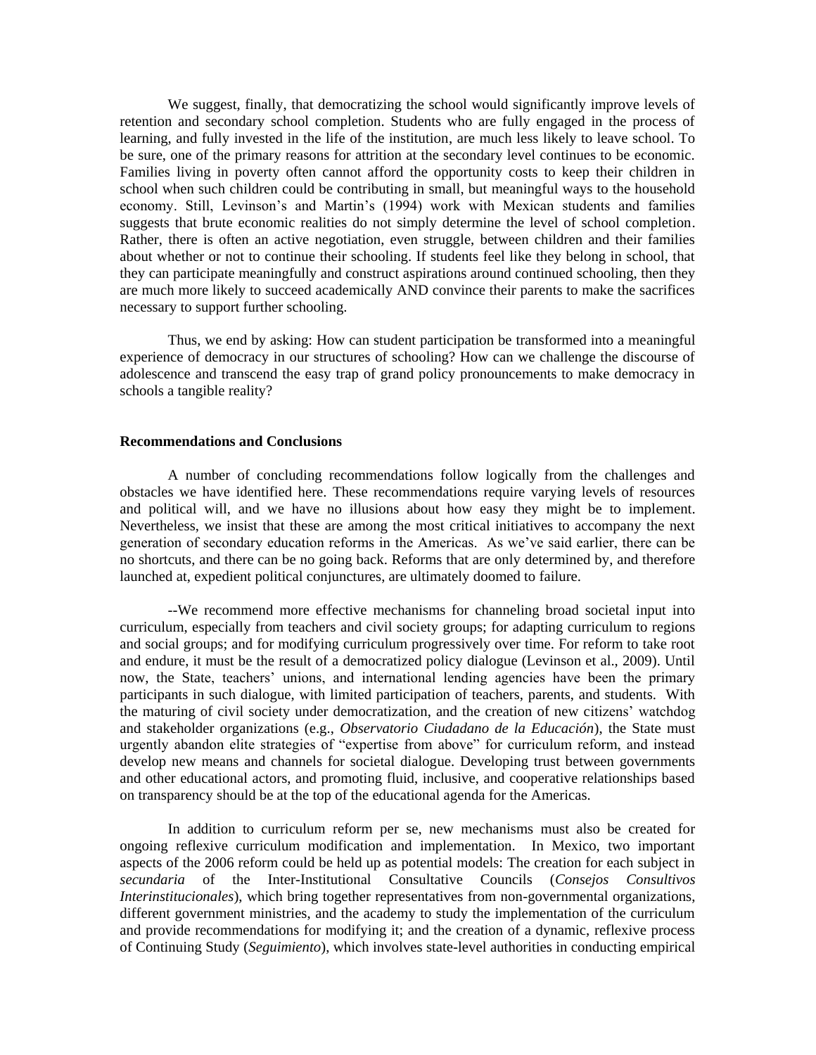We suggest, finally, that democratizing the school would significantly improve levels of retention and secondary school completion. Students who are fully engaged in the process of learning, and fully invested in the life of the institution, are much less likely to leave school. To be sure, one of the primary reasons for attrition at the secondary level continues to be economic. Families living in poverty often cannot afford the opportunity costs to keep their children in school when such children could be contributing in small, but meaningful ways to the household economy. Still, Levinson's and Martin's (1994) work with Mexican students and families suggests that brute economic realities do not simply determine the level of school completion. Rather, there is often an active negotiation, even struggle, between children and their families about whether or not to continue their schooling. If students feel like they belong in school, that they can participate meaningfully and construct aspirations around continued schooling, then they are much more likely to succeed academically AND convince their parents to make the sacrifices necessary to support further schooling.

Thus, we end by asking: How can student participation be transformed into a meaningful experience of democracy in our structures of schooling? How can we challenge the discourse of adolescence and transcend the easy trap of grand policy pronouncements to make democracy in schools a tangible reality?

**Recommendations and Conclusions**

A number of concluding recommendations follow logically from the challenges and obstacles we have identified here. These recommendations require varying levels of resources and political will, and we have no illusions about how easy they might be to implement. Nevertheless, we insist that these are among the most critical initiatives to accompany the next generation of secondary education reforms in the Americas. As we've said earlier, there can be no shortcuts, and there can be no going back. Reforms that are only determined by, and therefore launched at, expedient political conjunctures, are ultimately doomed to failure.

--We recommend more effective mechanisms for channeling broad societal input into curriculum, especially from teachers and civil society groups; for adapting curriculum to regions and social groups; and for modifying curriculum progressively over time. For reform to take root and endure, it must be the result of a democratized policy dialogue (Levinson et al., 2009). Until now, the State, teachers' unions, and international lending agencies have been the primary participants in such dialogue, with limited participation of teachers, parents, and students. With the maturing of civil society under democratization, and the creation of new citizens' watchdog and stakeholder organizations (e.g., *Observatorio Ciudadano de la Educación*), the State must urgently abandon elite strategies of "expertise from above" for curriculum reform, and instead develop new means and channels for societal dialogue. Developing trust between governments and other educational actors, and promoting fluid, inclusive, and cooperative relationships based on transparency should be at the top of the educational agenda for the Americas.

In addition to curriculum reform per se, new mechanisms must also be created for ongoing reflexive curriculum modification and implementation. In Mexico, two important aspects of the 2006 reform could be held up as potential models: The creation for each subject in *secundaria* of the Inter-Institutional Consultative Councils (*Consejos Consultivos Interinstitucionales*), which bring together representatives from non-governmental organizations, different government ministries, and the academy to study the implementation of the curriculum and provide recommendations for modifying it; and the creation of a dynamic, reflexive process of Continuing Study (*Seguimiento*), which involves state-level authorities in conducting empirical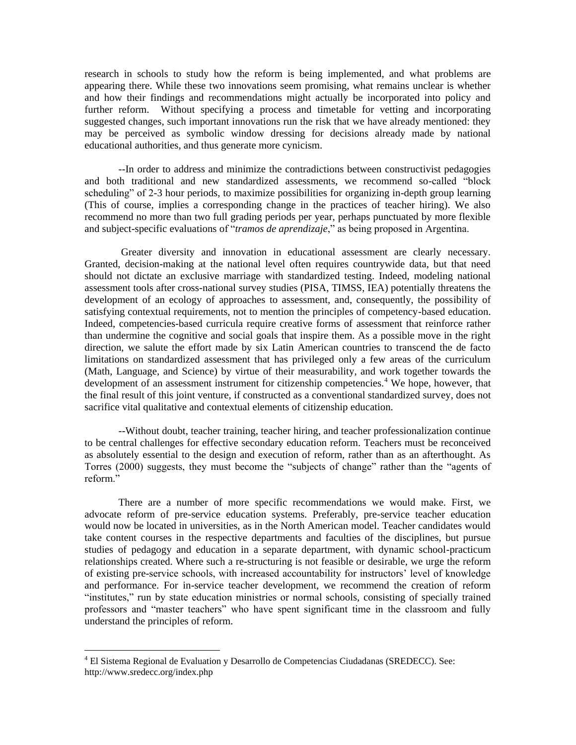research in schools to study how the reform is being implemented, and what problems are appearing there. While these two innovations seem promising, what remains unclear is whether and how their findings and recommendations might actually be incorporated into policy and further reform. Without specifying a process and timetable for vetting and incorporating suggested changes, such important innovations run the risk that we have already mentioned: they may be perceived as symbolic window dressing for decisions already made by national educational authorities, and thus generate more cynicism.

--In order to address and minimize the contradictions between constructivist pedagogies and both traditional and new standardized assessments, we recommend so-called "block scheduling" of 2-3 hour periods, to maximize possibilities for organizing in-depth group learning (This of course, implies a corresponding change in the practices of teacher hiring). We also recommend no more than two full grading periods per year, perhaps punctuated by more flexible and subject-specific evaluations of "*tramos de aprendizaje*," as being proposed in Argentina.

Greater diversity and innovation in educational assessment are clearly necessary. Granted, decision-making at the national level often requires countrywide data, but that need should not dictate an exclusive marriage with standardized testing. Indeed, modeling national assessment tools after cross-national survey studies (PISA, TIMSS, IEA) potentially threatens the development of an ecology of approaches to assessment, and, consequently, the possibility of satisfying contextual requirements, not to mention the principles of competency-based education. Indeed, competencies-based curricula require creative forms of assessment that reinforce rather than undermine the cognitive and social goals that inspire them. As a possible move in the right direction, we salute the effort made by six Latin American countries to transcend the de facto limitations on standardized assessment that has privileged only a few areas of the curriculum (Math, Language, and Science) by virtue of their measurability, and work together towards the development of an assessment instrument for citizenship competencies.[4] We hope, however, that the final result of this joint venture, if constructed as a conventional standardized survey, does not sacrifice vital qualitative and contextual elements of citizenship education.

--Without doubt, teacher training, teacher hiring, and teacher professionalization continue to be central challenges for effective secondary education reform. Teachers must be reconceived as absolutely essential to the design and execution of reform, rather than as an afterthought. As Torres (2000) suggests, they must become the "subjects of change" rather than the "agents of reform."

There are a number of more specific recommendations we would make. First, we advocate reform of pre-service education systems. Preferably, pre-service teacher education would now be located in universities, as in the North American model. Teacher candidates would take content courses in the respective departments and faculties of the disciplines, but pursue studies of pedagogy and education in a separate department, with dynamic school-practicum relationships created. Where such a re-structuring is not feasible or desirable, we urge the reform of existing pre-service schools, with increased accountability for instructors' level of knowledge and performance. For in-service teacher development, we recommend the creation of reform "institutes," run by state education ministries or normal schools, consisting of specially trained professors and "master teachers" who have spent significant time in the classroom and fully understand the principles of reform.

[4] El Sistema Regional de Evaluation y Desarrollo de Competencias Ciudadanas (SREDECC). See: http://www.sredecc.org/index.php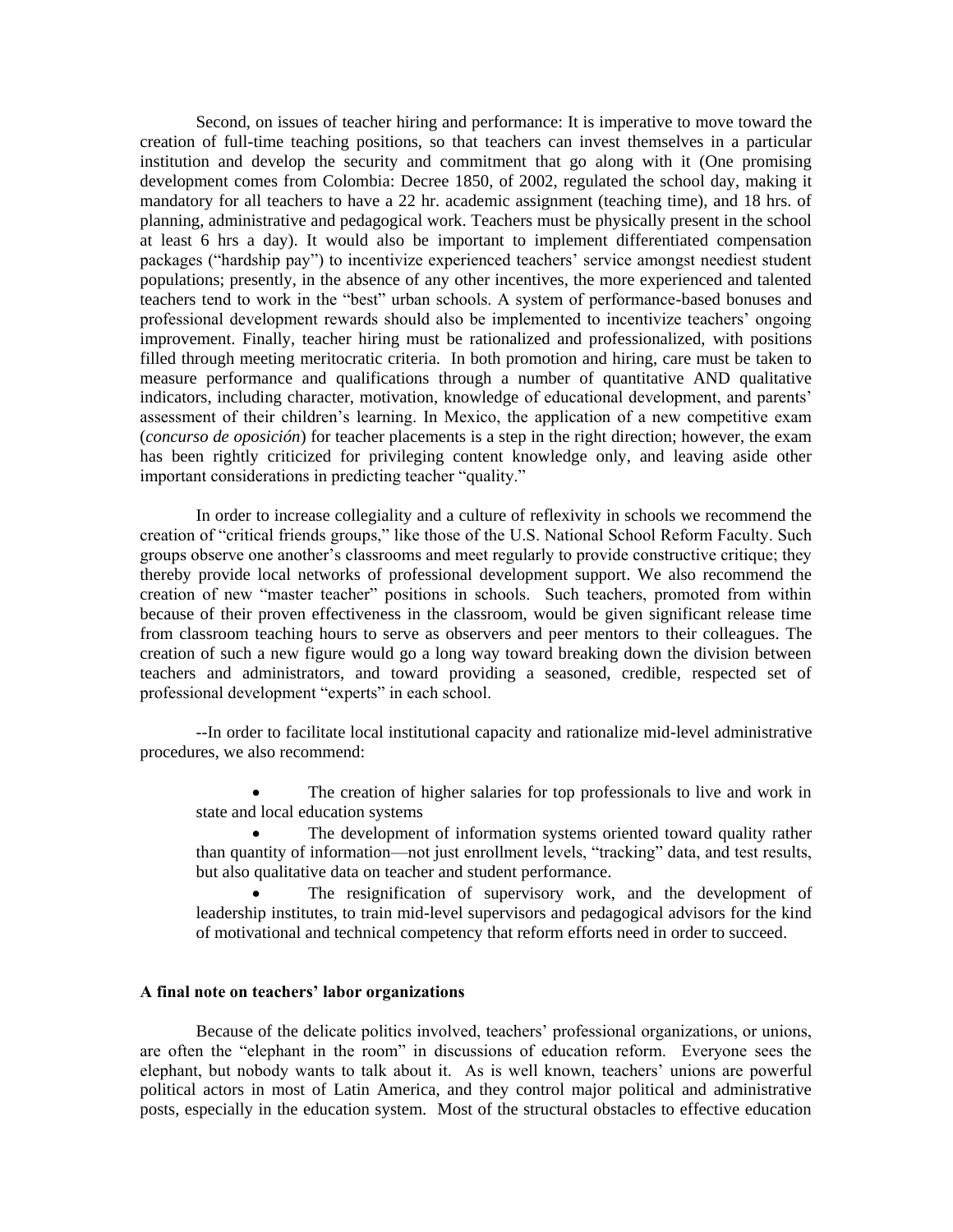Second, on issues of teacher hiring and performance: It is imperative to move toward the creation of full-time teaching positions, so that teachers can invest themselves in a particular institution and develop the security and commitment that go along with it (One promising development comes from Colombia: Decree 1850, of 2002, regulated the school day, making it mandatory for all teachers to have a 22 hr. academic assignment (teaching time), and 18 hrs. of planning, administrative and pedagogical work. Teachers must be physically present in the school at least 6 hrs a day). It would also be important to implement differentiated compensation packages ("hardship pay") to incentivize experienced teachers' service amongst neediest student populations; presently, in the absence of any other incentives, the more experienced and talented teachers tend to work in the "best" urban schools. A system of performance-based bonuses and professional development rewards should also be implemented to incentivize teachers' ongoing improvement. Finally, teacher hiring must be rationalized and professionalized, with positions filled through meeting meritocratic criteria. In both promotion and hiring, care must be taken to measure performance and qualifications through a number of quantitative AND qualitative indicators, including character, motivation, knowledge of educational development, and parents' assessment of their children's learning. In Mexico, the application of a new competitive exam (*concurso de oposición*) for teacher placements is a step in the right direction; however, the exam has been rightly criticized for privileging content knowledge only, and leaving aside other important considerations in predicting teacher "quality."

In order to increase collegiality and a culture of reflexivity in schools we recommend the creation of "critical friends groups," like those of the U.S. National School Reform Faculty. Such groups observe one another's classrooms and meet regularly to provide constructive critique; they thereby provide local networks of professional development support. We also recommend the creation of new "master teacher" positions in schools. Such teachers, promoted from within because of their proven effectiveness in the classroom, would be given significant release time from classroom teaching hours to serve as observers and peer mentors to their colleagues. The creation of such a new figure would go a long way toward breaking down the division between teachers and administrators, and toward providing a seasoned, credible, respected set of professional development "experts" in each school.

--In order to facilitate local institutional capacity and rationalize mid-level administrative procedures, we also recommend:

- The creation of higher salaries for top professionals to live and work in state and local education systems
- The development of information systems oriented toward quality rather than quantity of information—not just enrollment levels, "tracking" data, and test results, but also qualitative data on teacher and student performance.
- The resignification of supervisory work, and the development of leadership institutes, to train mid-level supervisors and pedagogical advisors for the kind of motivational and technical competency that reform efforts need in order to succeed.

**A final note on teachers' labor organizations**

Because of the delicate politics involved, teachers' professional organizations, or unions, are often the "elephant in the room" in discussions of education reform. Everyone sees the elephant, but nobody wants to talk about it. As is well known, teachers' unions are powerful political actors in most of Latin America, and they control major political and administrative posts, especially in the education system. Most of the structural obstacles to effective education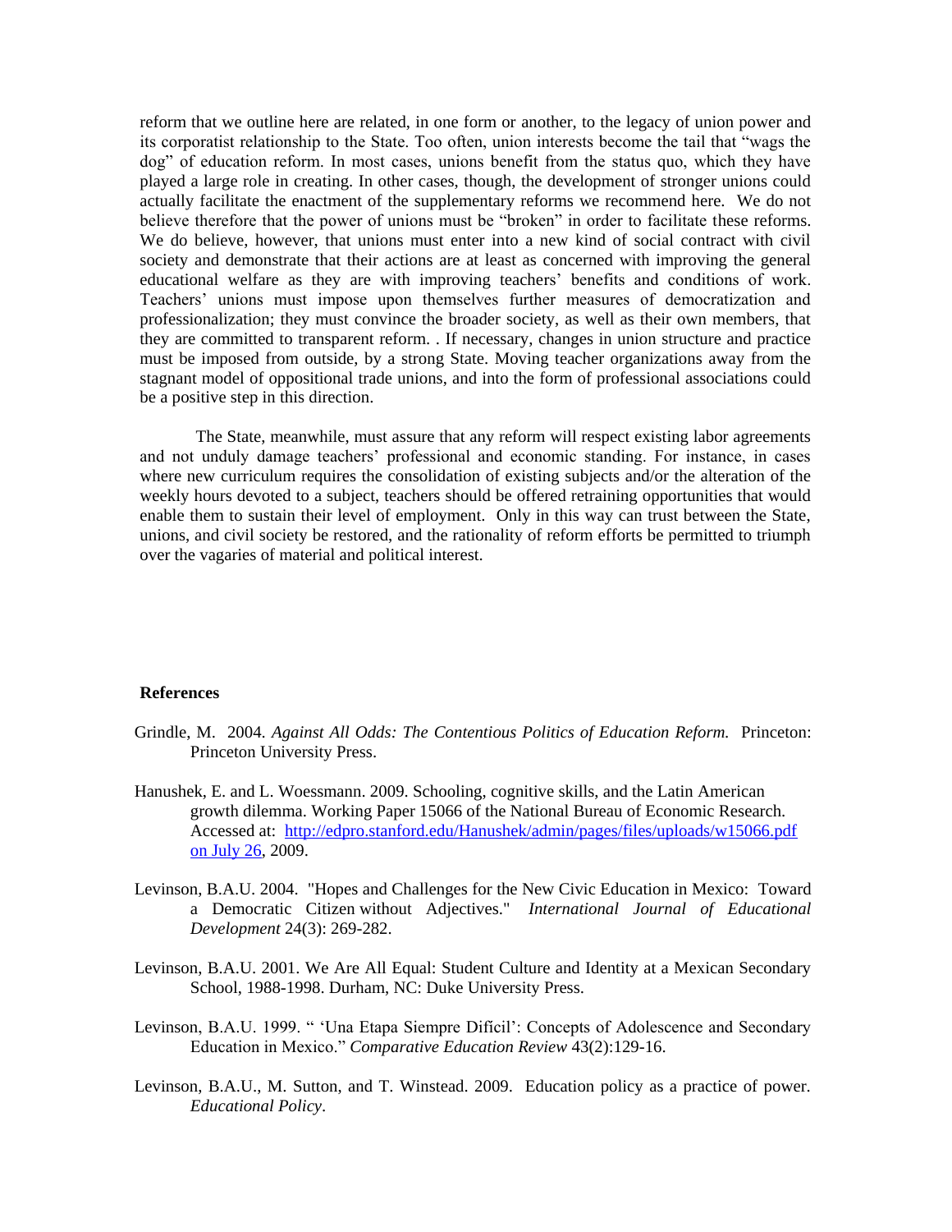reform that we outline here are related, in one form or another, to the legacy of union power and its corporatist relationship to the State. Too often, union interests become the tail that "wags the dog" of education reform. In most cases, unions benefit from the status quo, which they have played a large role in creating. In other cases, though, the development of stronger unions could actually facilitate the enactment of the supplementary reforms we recommend here. We do not believe therefore that the power of unions must be "broken" in order to facilitate these reforms. We do believe, however, that unions must enter into a new kind of social contract with civil society and demonstrate that their actions are at least as concerned with improving the general educational welfare as they are with improving teachers' benefits and conditions of work. Teachers' unions must impose upon themselves further measures of democratization and professionalization; they must convince the broader society, as well as their own members, that they are committed to transparent reform. . If necessary, changes in union structure and practice must be imposed from outside, by a strong State. Moving teacher organizations away from the stagnant model of oppositional trade unions, and into the form of professional associations could be a positive step in this direction.

The State, meanwhile, must assure that any reform will respect existing labor agreements and not unduly damage teachers' professional and economic standing. For instance, in cases where new curriculum requires the consolidation of existing subjects and/or the alteration of the weekly hours devoted to a subject, teachers should be offered retraining opportunities that would enable them to sustain their level of employment. Only in this way can trust between the State, unions, and civil society be restored, and the rationality of reform efforts be permitted to triumph over the vagaries of material and political interest.

**References**

Grindle, M. 2004. *Against All Odds: The Contentious Politics of Education Reform.* Princeton: Princeton University Press.

Hanushek, E. and L. Woessmann. 2009. Schooling, cognitive skills, and the Latin American growth dilemma. Working Paper 15066 of the National Bureau of Economic Research. Accessed at: http://edpro.stanford.edu/Hanushek/admin/pages/files/uploads/w15066.pdf on July 26, 2009.

Levinson, B.A.U. 2004. "Hopes and Challenges for the New Civic Education in Mexico: Toward a Democratic Citizen without Adjectives." *International Journal of Educational Development* 24(3): 269-282.

Levinson, B.A.U. 2001. We Are All Equal: Student Culture and Identity at a Mexican Secondary School, 1988-1998. Durham, NC: Duke University Press.

Levinson, B.A.U. 1999. " 'Una Etapa Siempre Dificil': Concepts of Adolescence and Secondary Education in Mexico." *Comparative Education Review* 43(2):129-16.

Levinson, B.A.U., M. Sutton, and T. Winstead. 2009. Education policy as a practice of power. *Educational Policy*.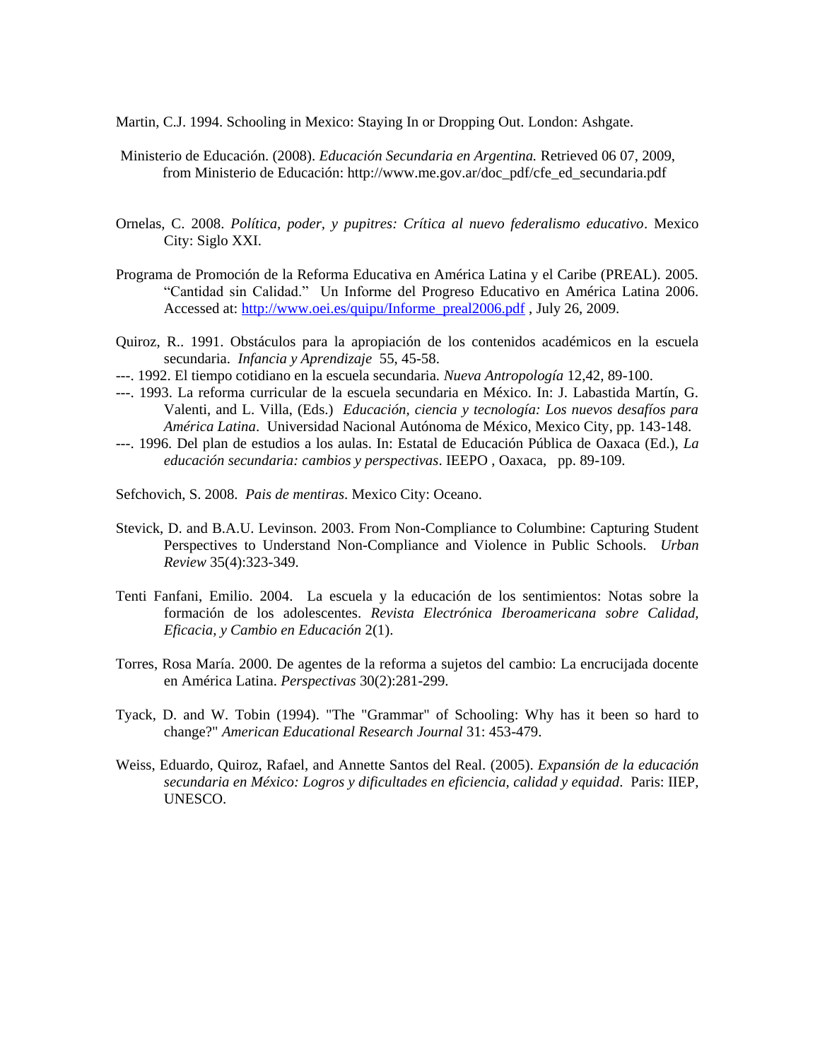Martin, C.J. 1994. Schooling in Mexico: Staying In or Dropping Out. London: Ashgate.

Ministerio de Educación. (2008). *Educación Secundaria en Argentina.* Retrieved 06 07, 2009, from Ministerio de Educación: http://www.me.gov.ar/doc_pdf/cfe_ed_secundaria.pdf

Ornelas, C. 2008. *Política, poder, y pupitres: Crítica al nuevo federalismo educativo*. Mexico City: Siglo XXI.

Programa de Promoción de la Reforma Educativa en América Latina y el Caribe (PREAL). 2005. "Cantidad sin Calidad." Un Informe del Progreso Educativo en América Latina 2006. Accessed at: http://www.oei.es/quipu/Informe_preal2006.pdf , July 26, 2009.

Quiroz, R.. 1991. Obstáculos para la apropiación de los contenidos académicos en la escuela secundaria. *Infancia y Aprendizaje* 55, 45-58.

---. 1992. El tiempo cotidiano en la escuela secundaria. *Nueva Antropología* 12,42, 89-100.

---. 1993. La reforma curricular de la escuela secundaria en México. In: J. Labastida Martín, G. Valenti, and L. Villa, (Eds.) *Educación, ciencia y tecnología: Los nuevos desafíos para América Latina*. Universidad Nacional Autónoma de México, Mexico City, pp. 143-148.

---. 1996. Del plan de estudios a los aulas. In: Estatal de Educación Pública de Oaxaca (Ed.), *La educación secundaria: cambios y perspectivas*. IEEPO , Oaxaca, pp. 89-109.

Sefchovich, S. 2008. *Pais de mentiras*. Mexico City: Oceano.

Stevick, D. and B.A.U. Levinson. 2003. From Non-Compliance to Columbine: Capturing Student Perspectives to Understand Non-Compliance and Violence in Public Schools. *Urban Review* 35(4):323-349.

Tenti Fanfani, Emilio. 2004. La escuela y la educación de los sentimientos: Notas sobre la formación de los adolescentes. *Revista Electrónica Iberoamericana sobre Calidad, Eficacia, y Cambio en Educación* 2(1).

Torres, Rosa María. 2000. De agentes de la reforma a sujetos del cambio: La encrucijada docente en América Latina. *Perspectivas* 30(2):281-299.

Tyack, D. and W. Tobin (1994). "The "Grammar" of Schooling: Why has it been so hard to change?" *American Educational Research Journal* 31: 453-479.

Weiss, Eduardo, Quiroz, Rafael, and Annette Santos del Real. (2005). *Expansión de la educación secundaria en México: Logros y dificultades en eficiencia, calidad y equidad*. Paris: IIEP, UNESCO.